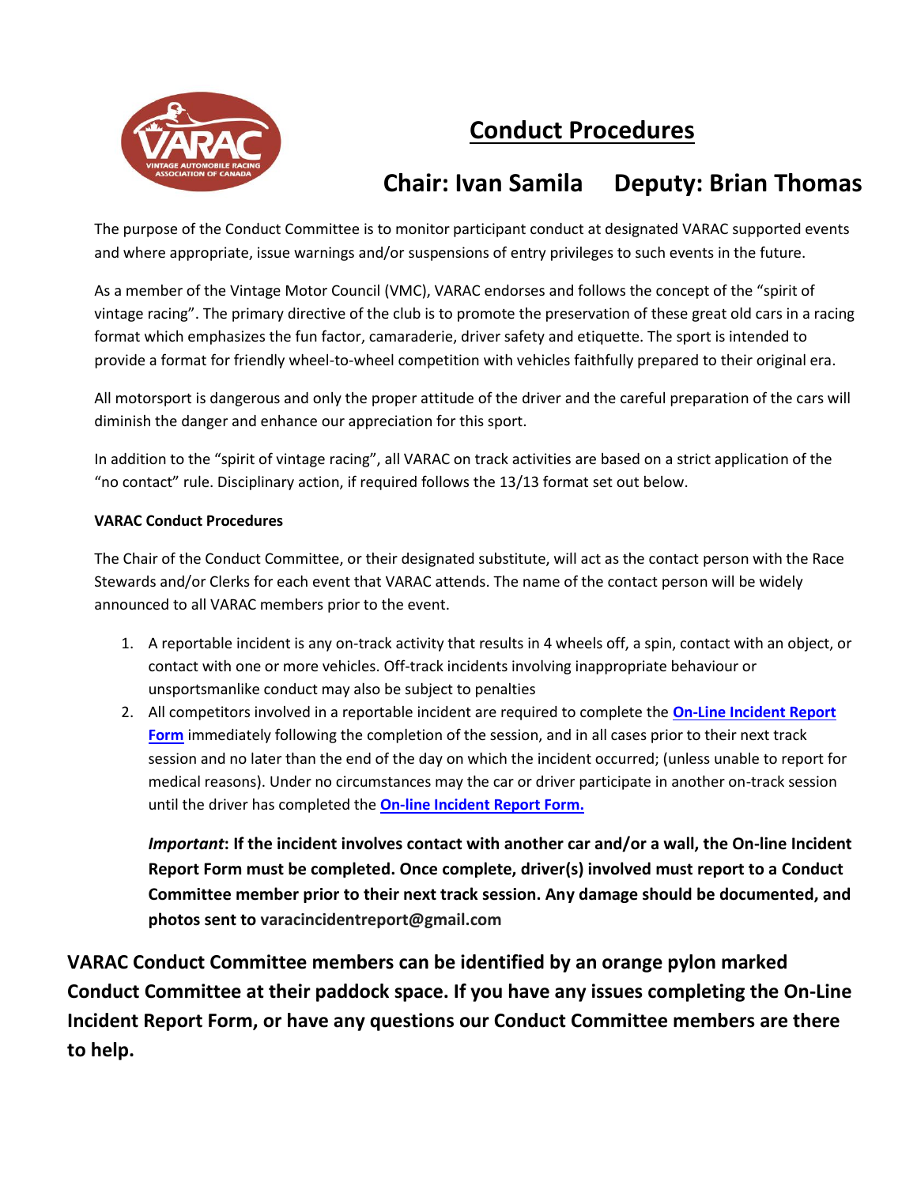# Conduct Procedures

## Chair: Ivan Samila Deputy: Brian Thomas

The purpose of the Conduct Committee is to monitor participant conduct at designated VARAC supported events and where appropriate, issue warnings and/or suspensions of entry privileges to such events in the future.

As a member of the Vintage Motor Council (VMC), VARAC endorses and follows the concept of the "spirit of vintage racing". The primary directive of the club is to promote the preservation of these great old cars in a racing format which emphasizes the fun factor, camaraderie, driver safety and etiquette. The sport is intended to provide a format for friendly wheel-to-wheel competition with vehicles faithfully prepared to their original era.

All motorsport is dangerous and only the proper attitude of the driver and the careful preparation of the cars will diminish the danger and enhance our appreciation for this sport.

In addition to the "spirit of vintage racing", all VARAC on track activities are based on a strict application of the "no contact" rule. Disciplinary action, if required follows the 13/13 format set out below.

**VARAC Conduct Procedures**

The Chair of the Conduct Committee, or their designated substitute, will act as the contact person with the Race Stewards and/or Clerks for each event that VARAC attends. The name of the contact person will be widely announced to all VARAC members prior to the event.

1. A reportable incident is any on-track activity that results in 4 wheels off, a spin, contact with an object, or contact with one or more vehicles. Off-track incidents involving inappropriate behaviour or unsportsmanlike conduct may also be subject to penalties
2. All competitors involved in a reportable incident are required to complete the **On-Line Incident Report Form** immediately following the completion of the session, and in all cases prior to their next track session and no later than the end of the day on which the incident occurred; (unless unable to report for medical reasons). Under no circumstances may the car or driver participate in another on-track session until the driver has completed the **On-line Incident Report Form.**

   ***Important*: If the incident involves contact with another car and/or a wall, the On-line Incident Report Form must be completed. Once complete, driver(s) involved must report to a Conduct Committee member prior to their next track session. Any damage should be documented, and photos sent to varacincidentreport@gmail.com**

**VARAC Conduct Committee members can be identified by an orange pylon marked Conduct Committee at their paddock space. If you have any issues completing the On-Line Incident Report Form, or have any questions our Conduct Committee members are there to help.**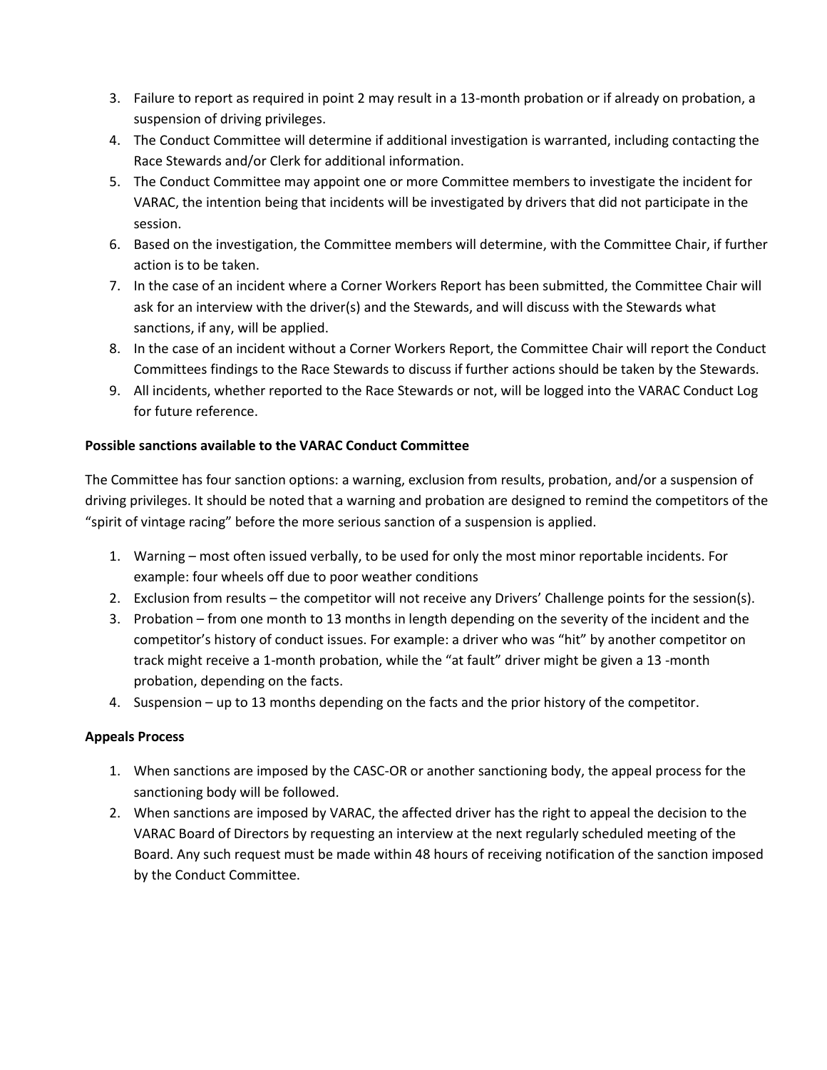3. Failure to report as required in point 2 may result in a 13-month probation or if already on probation, a suspension of driving privileges.
4. The Conduct Committee will determine if additional investigation is warranted, including contacting the Race Stewards and/or Clerk for additional information.
5. The Conduct Committee may appoint one or more Committee members to investigate the incident for VARAC, the intention being that incidents will be investigated by drivers that did not participate in the session.
6. Based on the investigation, the Committee members will determine, with the Committee Chair, if further action is to be taken.
7. In the case of an incident where a Corner Workers Report has been submitted, the Committee Chair will ask for an interview with the driver(s) and the Stewards, and will discuss with the Stewards what sanctions, if any, will be applied.
8. In the case of an incident without a Corner Workers Report, the Committee Chair will report the Conduct Committees findings to the Race Stewards to discuss if further actions should be taken by the Stewards.
9. All incidents, whether reported to the Race Stewards or not, will be logged into the VARAC Conduct Log for future reference.

**Possible sanctions available to the VARAC Conduct Committee**

The Committee has four sanction options: a warning, exclusion from results, probation, and/or a suspension of driving privileges. It should be noted that a warning and probation are designed to remind the competitors of the "spirit of vintage racing" before the more serious sanction of a suspension is applied.

1. Warning – most often issued verbally, to be used for only the most minor reportable incidents. For example: four wheels off due to poor weather conditions
2. Exclusion from results – the competitor will not receive any Drivers' Challenge points for the session(s).
3. Probation – from one month to 13 months in length depending on the severity of the incident and the competitor's history of conduct issues. For example: a driver who was "hit" by another competitor on track might receive a 1-month probation, while the "at fault" driver might be given a 13 -month probation, depending on the facts.
4. Suspension – up to 13 months depending on the facts and the prior history of the competitor.

**Appeals Process**

1. When sanctions are imposed by the CASC-OR or another sanctioning body, the appeal process for the sanctioning body will be followed.
2. When sanctions are imposed by VARAC, the affected driver has the right to appeal the decision to the VARAC Board of Directors by requesting an interview at the next regularly scheduled meeting of the Board. Any such request must be made within 48 hours of receiving notification of the sanction imposed by the Conduct Committee.